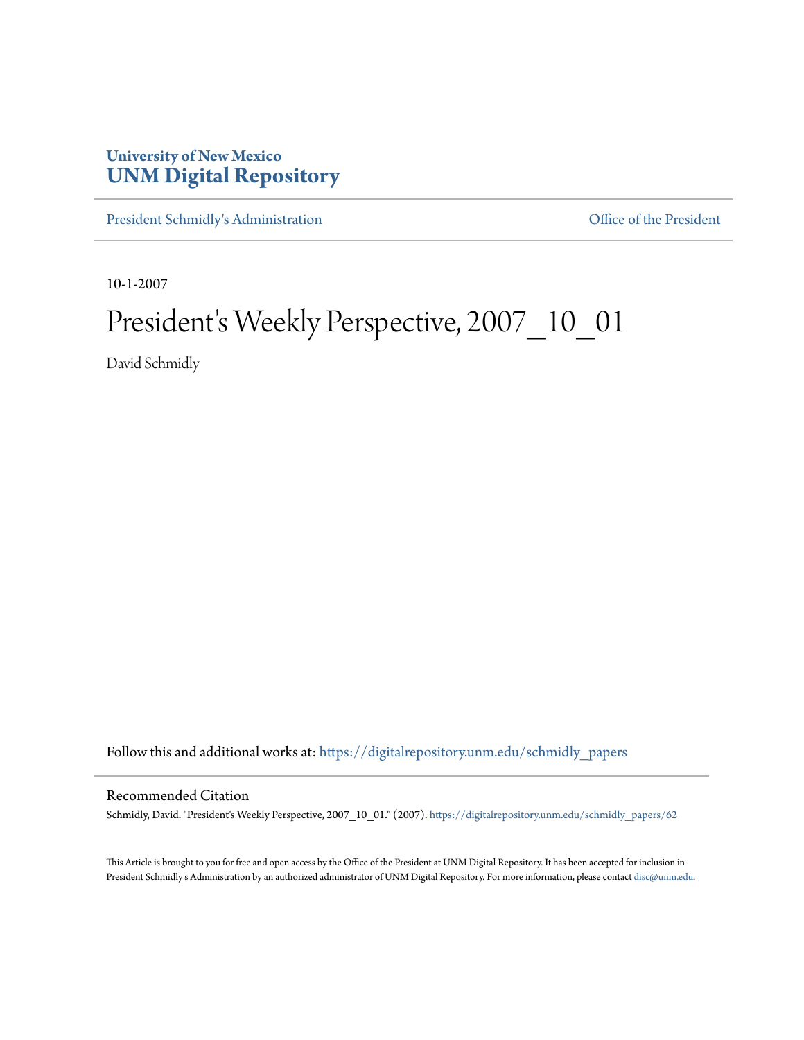**University of New Mexico**
**UNM Digital Repository**

President Schmidly's Administration | Office of the President

10-1-2007

# President's Weekly Perspective, 2007_10_01

David Schmidly

Follow this and additional works at: https://digitalrepository.unm.edu/schmidly_papers

## Recommended Citation

Schmidly, David. "President's Weekly Perspective, 2007_10_01." (2007). https://digitalrepository.unm.edu/schmidly_papers/62

This Article is brought to you for free and open access by the Office of the President at UNM Digital Repository. It has been accepted for inclusion in President Schmidly's Administration by an authorized administrator of UNM Digital Repository. For more information, please contact disc@unm.edu.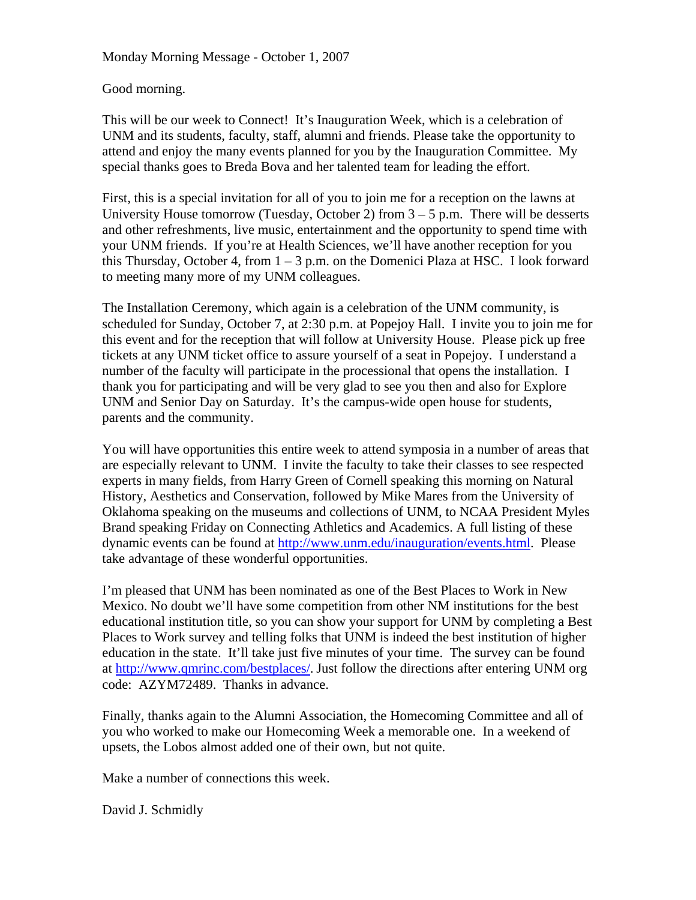Monday Morning Message - October 1, 2007

Good morning.

This will be our week to Connect! It's Inauguration Week, which is a celebration of UNM and its students, faculty, staff, alumni and friends. Please take the opportunity to attend and enjoy the many events planned for you by the Inauguration Committee. My special thanks goes to Breda Bova and her talented team for leading the effort.

First, this is a special invitation for all of you to join me for a reception on the lawns at University House tomorrow (Tuesday, October 2) from 3 – 5 p.m. There will be desserts and other refreshments, live music, entertainment and the opportunity to spend time with your UNM friends. If you're at Health Sciences, we'll have another reception for you this Thursday, October 4, from 1 – 3 p.m. on the Domenici Plaza at HSC. I look forward to meeting many more of my UNM colleagues.

The Installation Ceremony, which again is a celebration of the UNM community, is scheduled for Sunday, October 7, at 2:30 p.m. at Popejoy Hall. I invite you to join me for this event and for the reception that will follow at University House. Please pick up free tickets at any UNM ticket office to assure yourself of a seat in Popejoy. I understand a number of the faculty will participate in the processional that opens the installation. I thank you for participating and will be very glad to see you then and also for Explore UNM and Senior Day on Saturday. It's the campus-wide open house for students, parents and the community.

You will have opportunities this entire week to attend symposia in a number of areas that are especially relevant to UNM. I invite the faculty to take their classes to see respected experts in many fields, from Harry Green of Cornell speaking this morning on Natural History, Aesthetics and Conservation, followed by Mike Mares from the University of Oklahoma speaking on the museums and collections of UNM, to NCAA President Myles Brand speaking Friday on Connecting Athletics and Academics. A full listing of these dynamic events can be found at http://www.unm.edu/inauguration/events.html. Please take advantage of these wonderful opportunities.

I'm pleased that UNM has been nominated as one of the Best Places to Work in New Mexico. No doubt we'll have some competition from other NM institutions for the best educational institution title, so you can show your support for UNM by completing a Best Places to Work survey and telling folks that UNM is indeed the best institution of higher education in the state. It'll take just five minutes of your time. The survey can be found at http://www.qmrinc.com/bestplaces/. Just follow the directions after entering UNM org code: AZYM72489. Thanks in advance.

Finally, thanks again to the Alumni Association, the Homecoming Committee and all of you who worked to make our Homecoming Week a memorable one. In a weekend of upsets, the Lobos almost added one of their own, but not quite.

Make a number of connections this week.

David J. Schmidly